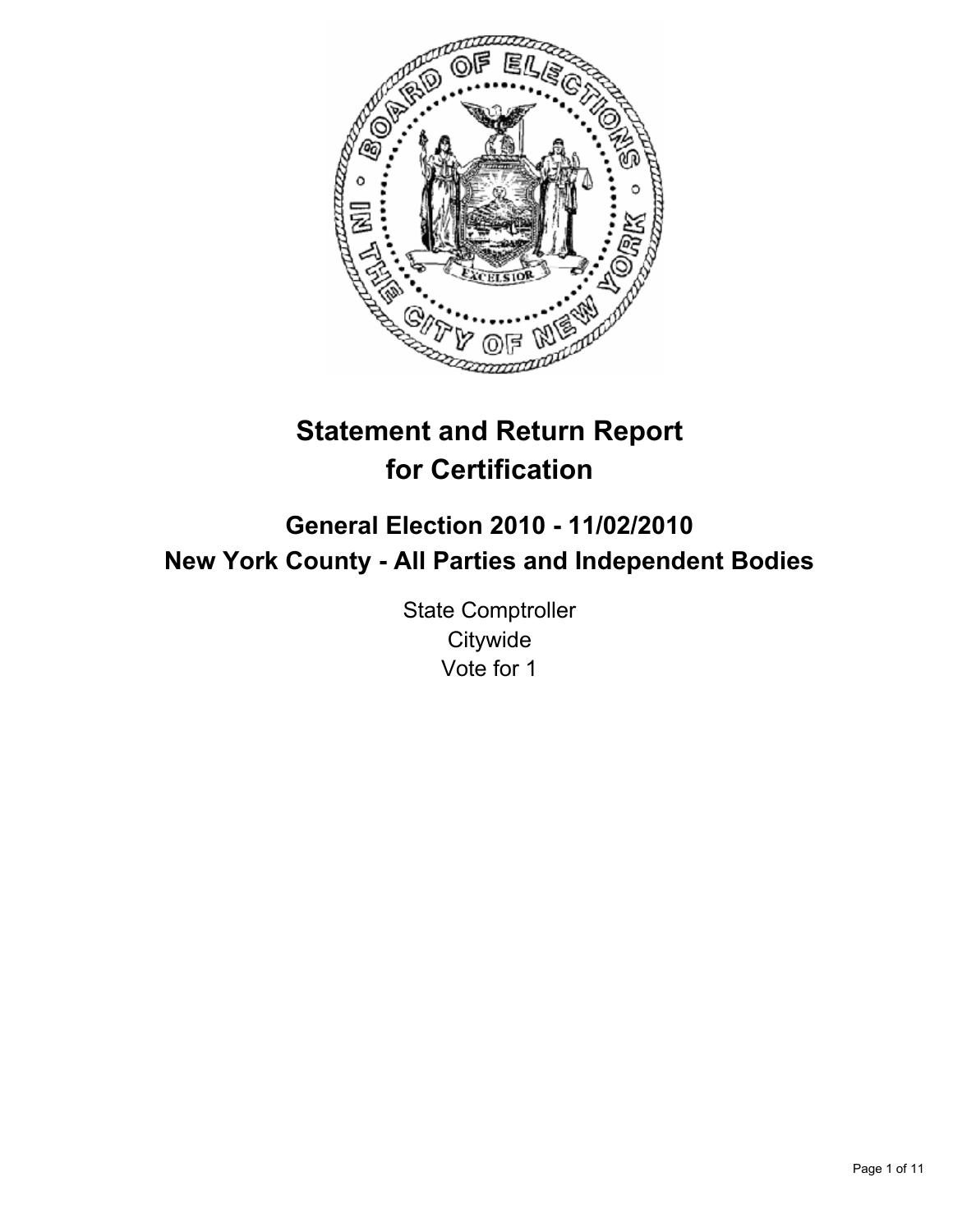# Statement and Return Report for Certification

## General Election 2010 - 11/02/2010
## New York County - All Parties and Independent Bodies

State Comptroller
Citywide
Vote for 1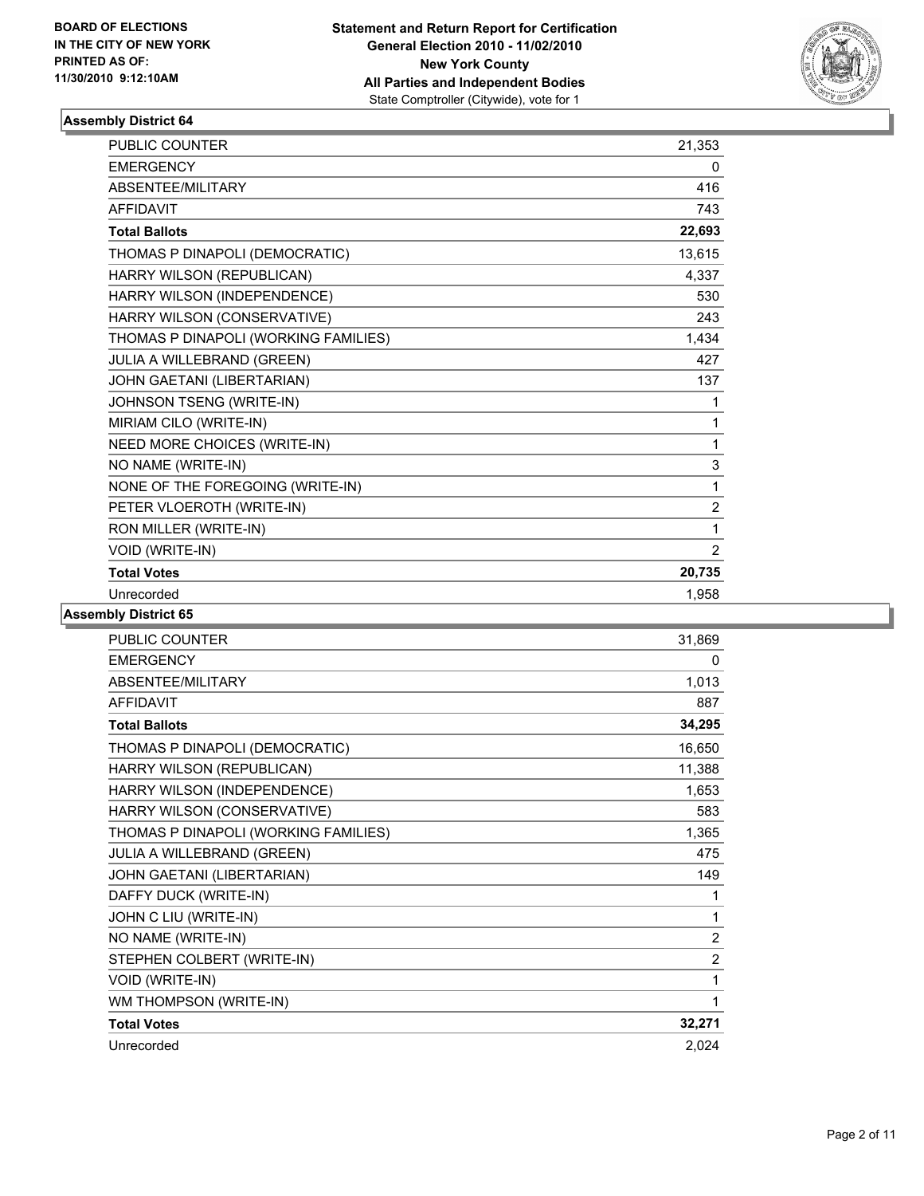**BOARD OF ELECTIONS IN THE CITY OF NEW YORK PRINTED AS OF: 11/30/2010 9:12:10AM**

**Statement and Return Report for Certification General Election 2010 - 11/02/2010 New York County All Parties and Independent Bodies**
State Comptroller (Citywide), vote for 1

### Assembly District 64

| | |
|---|---|
| PUBLIC COUNTER | 21,353 |
| EMERGENCY | 0 |
| ABSENTEE/MILITARY | 416 |
| AFFIDAVIT | 743 |
| **Total Ballots** | **22,693** |
| THOMAS P DINAPOLI (DEMOCRATIC) | 13,615 |
| HARRY WILSON (REPUBLICAN) | 4,337 |
| HARRY WILSON (INDEPENDENCE) | 530 |
| HARRY WILSON (CONSERVATIVE) | 243 |
| THOMAS P DINAPOLI (WORKING FAMILIES) | 1,434 |
| JULIA A WILLEBRAND (GREEN) | 427 |
| JOHN GAETANI (LIBERTARIAN) | 137 |
| JOHNSON TSENG (WRITE-IN) | 1 |
| MIRIAM CILO (WRITE-IN) | 1 |
| NEED MORE CHOICES (WRITE-IN) | 1 |
| NO NAME (WRITE-IN) | 3 |
| NONE OF THE FOREGOING (WRITE-IN) | 1 |
| PETER VLOEROTH (WRITE-IN) | 2 |
| RON MILLER (WRITE-IN) | 1 |
| VOID (WRITE-IN) | 2 |
| **Total Votes** | **20,735** |
| Unrecorded | 1,958 |

### Assembly District 65

| | |
|---|---|
| PUBLIC COUNTER | 31,869 |
| EMERGENCY | 0 |
| ABSENTEE/MILITARY | 1,013 |
| AFFIDAVIT | 887 |
| **Total Ballots** | **34,295** |
| THOMAS P DINAPOLI (DEMOCRATIC) | 16,650 |
| HARRY WILSON (REPUBLICAN) | 11,388 |
| HARRY WILSON (INDEPENDENCE) | 1,653 |
| HARRY WILSON (CONSERVATIVE) | 583 |
| THOMAS P DINAPOLI (WORKING FAMILIES) | 1,365 |
| JULIA A WILLEBRAND (GREEN) | 475 |
| JOHN GAETANI (LIBERTARIAN) | 149 |
| DAFFY DUCK (WRITE-IN) | 1 |
| JOHN C LIU (WRITE-IN) | 1 |
| NO NAME (WRITE-IN) | 2 |
| STEPHEN COLBERT (WRITE-IN) | 2 |
| VOID (WRITE-IN) | 1 |
| WM THOMPSON (WRITE-IN) | 1 |
| **Total Votes** | **32,271** |
| Unrecorded | 2,024 |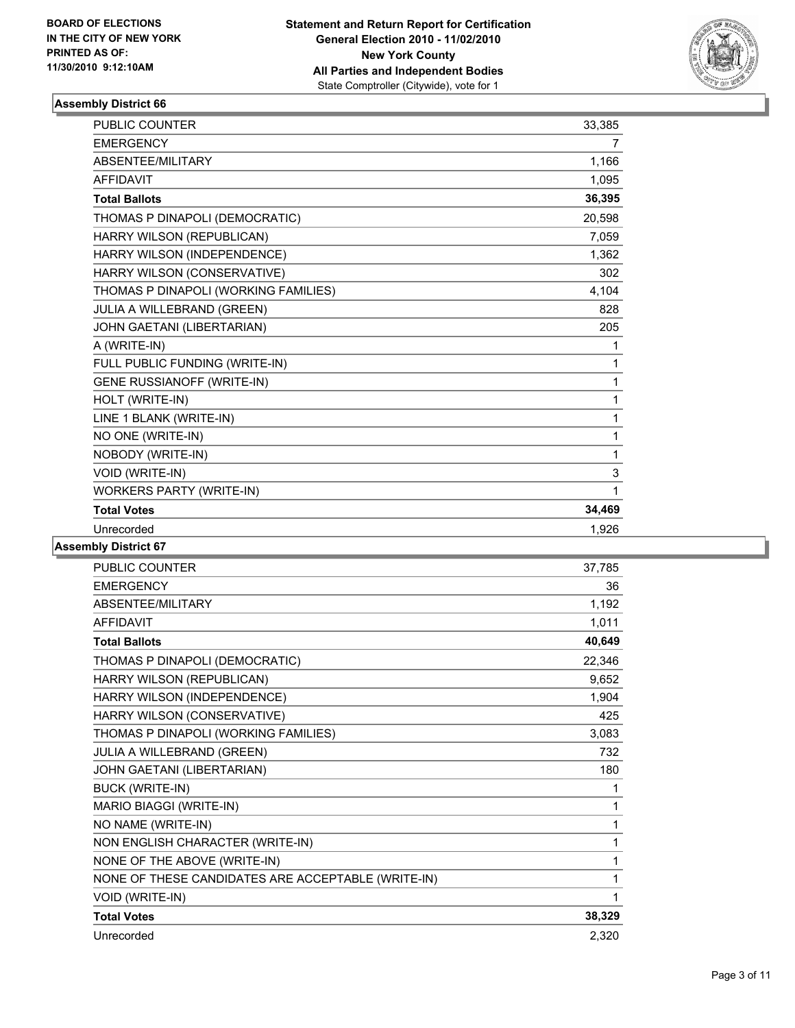**BOARD OF ELECTIONS IN THE CITY OF NEW YORK PRINTED AS OF: 11/30/2010 9:12:10AM**

**Statement and Return Report for Certification General Election 2010 - 11/02/2010 New York County All Parties and Independent Bodies**
State Comptroller (Citywide), vote for 1

### Assembly District 66

| | |
|---|---|
| PUBLIC COUNTER | 33,385 |
| EMERGENCY | 7 |
| ABSENTEE/MILITARY | 1,166 |
| AFFIDAVIT | 1,095 |
| **Total Ballots** | **36,395** |
| THOMAS P DINAPOLI (DEMOCRATIC) | 20,598 |
| HARRY WILSON (REPUBLICAN) | 7,059 |
| HARRY WILSON (INDEPENDENCE) | 1,362 |
| HARRY WILSON (CONSERVATIVE) | 302 |
| THOMAS P DINAPOLI (WORKING FAMILIES) | 4,104 |
| JULIA A WILLEBRAND (GREEN) | 828 |
| JOHN GAETANI (LIBERTARIAN) | 205 |
| A (WRITE-IN) | 1 |
| FULL PUBLIC FUNDING (WRITE-IN) | 1 |
| GENE RUSSIANOFF (WRITE-IN) | 1 |
| HOLT (WRITE-IN) | 1 |
| LINE 1 BLANK (WRITE-IN) | 1 |
| NO ONE (WRITE-IN) | 1 |
| NOBODY (WRITE-IN) | 1 |
| VOID (WRITE-IN) | 3 |
| WORKERS PARTY (WRITE-IN) | 1 |
| **Total Votes** | **34,469** |
| Unrecorded | 1,926 |

### Assembly District 67

| | |
|---|---|
| PUBLIC COUNTER | 37,785 |
| EMERGENCY | 36 |
| ABSENTEE/MILITARY | 1,192 |
| AFFIDAVIT | 1,011 |
| **Total Ballots** | **40,649** |
| THOMAS P DINAPOLI (DEMOCRATIC) | 22,346 |
| HARRY WILSON (REPUBLICAN) | 9,652 |
| HARRY WILSON (INDEPENDENCE) | 1,904 |
| HARRY WILSON (CONSERVATIVE) | 425 |
| THOMAS P DINAPOLI (WORKING FAMILIES) | 3,083 |
| JULIA A WILLEBRAND (GREEN) | 732 |
| JOHN GAETANI (LIBERTARIAN) | 180 |
| BUCK (WRITE-IN) | 1 |
| MARIO BIAGGI (WRITE-IN) | 1 |
| NO NAME (WRITE-IN) | 1 |
| NON ENGLISH CHARACTER (WRITE-IN) | 1 |
| NONE OF THE ABOVE (WRITE-IN) | 1 |
| NONE OF THESE CANDIDATES ARE ACCEPTABLE (WRITE-IN) | 1 |
| VOID (WRITE-IN) | 1 |
| **Total Votes** | **38,329** |
| Unrecorded | 2,320 |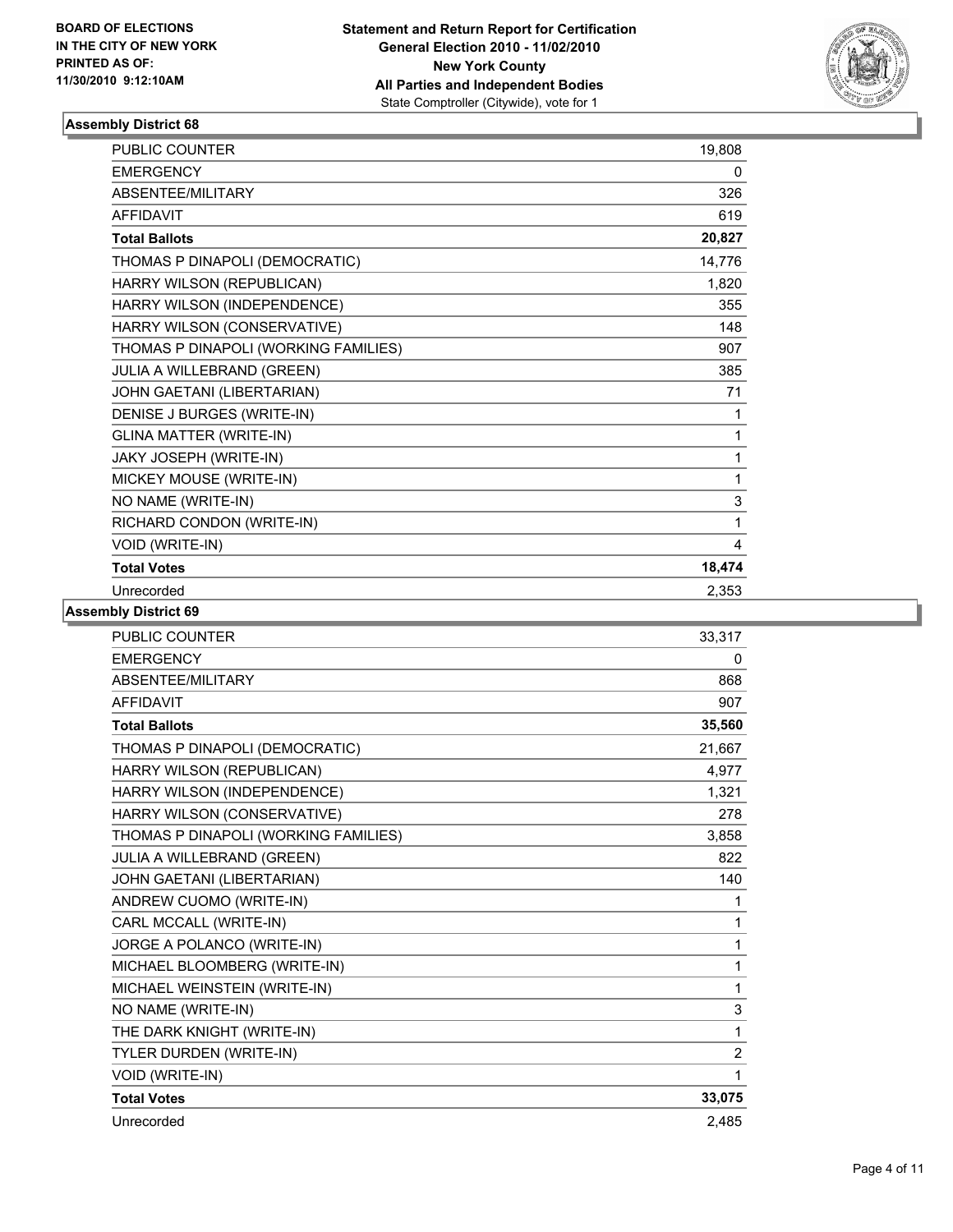BOARD OF ELECTIONS
IN THE CITY OF NEW YORK
PRINTED AS OF:
11/30/2010 9:12:10AM

**Statement and Return Report for Certification**
**General Election 2010 - 11/02/2010**
**New York County**
**All Parties and Independent Bodies**
State Comptroller (Citywide), vote for 1

### Assembly District 68

| | |
|---|---|
| PUBLIC COUNTER | 19,808 |
| EMERGENCY | 0 |
| ABSENTEE/MILITARY | 326 |
| AFFIDAVIT | 619 |
| **Total Ballots** | **20,827** |
| THOMAS P DINAPOLI (DEMOCRATIC) | 14,776 |
| HARRY WILSON (REPUBLICAN) | 1,820 |
| HARRY WILSON (INDEPENDENCE) | 355 |
| HARRY WILSON (CONSERVATIVE) | 148 |
| THOMAS P DINAPOLI (WORKING FAMILIES) | 907 |
| JULIA A WILLEBRAND (GREEN) | 385 |
| JOHN GAETANI (LIBERTARIAN) | 71 |
| DENISE J BURGES (WRITE-IN) | 1 |
| GLINA MATTER (WRITE-IN) | 1 |
| JAKY JOSEPH (WRITE-IN) | 1 |
| MICKEY MOUSE (WRITE-IN) | 1 |
| NO NAME (WRITE-IN) | 3 |
| RICHARD CONDON (WRITE-IN) | 1 |
| VOID (WRITE-IN) | 4 |
| **Total Votes** | **18,474** |
| Unrecorded | 2,353 |

### Assembly District 69

| | |
|---|---|
| PUBLIC COUNTER | 33,317 |
| EMERGENCY | 0 |
| ABSENTEE/MILITARY | 868 |
| AFFIDAVIT | 907 |
| **Total Ballots** | **35,560** |
| THOMAS P DINAPOLI (DEMOCRATIC) | 21,667 |
| HARRY WILSON (REPUBLICAN) | 4,977 |
| HARRY WILSON (INDEPENDENCE) | 1,321 |
| HARRY WILSON (CONSERVATIVE) | 278 |
| THOMAS P DINAPOLI (WORKING FAMILIES) | 3,858 |
| JULIA A WILLEBRAND (GREEN) | 822 |
| JOHN GAETANI (LIBERTARIAN) | 140 |
| ANDREW CUOMO (WRITE-IN) | 1 |
| CARL MCCALL (WRITE-IN) | 1 |
| JORGE A POLANCO (WRITE-IN) | 1 |
| MICHAEL BLOOMBERG (WRITE-IN) | 1 |
| MICHAEL WEINSTEIN (WRITE-IN) | 1 |
| NO NAME (WRITE-IN) | 3 |
| THE DARK KNIGHT (WRITE-IN) | 1 |
| TYLER DURDEN (WRITE-IN) | 2 |
| VOID (WRITE-IN) | 1 |
| **Total Votes** | **33,075** |
| Unrecorded | 2,485 |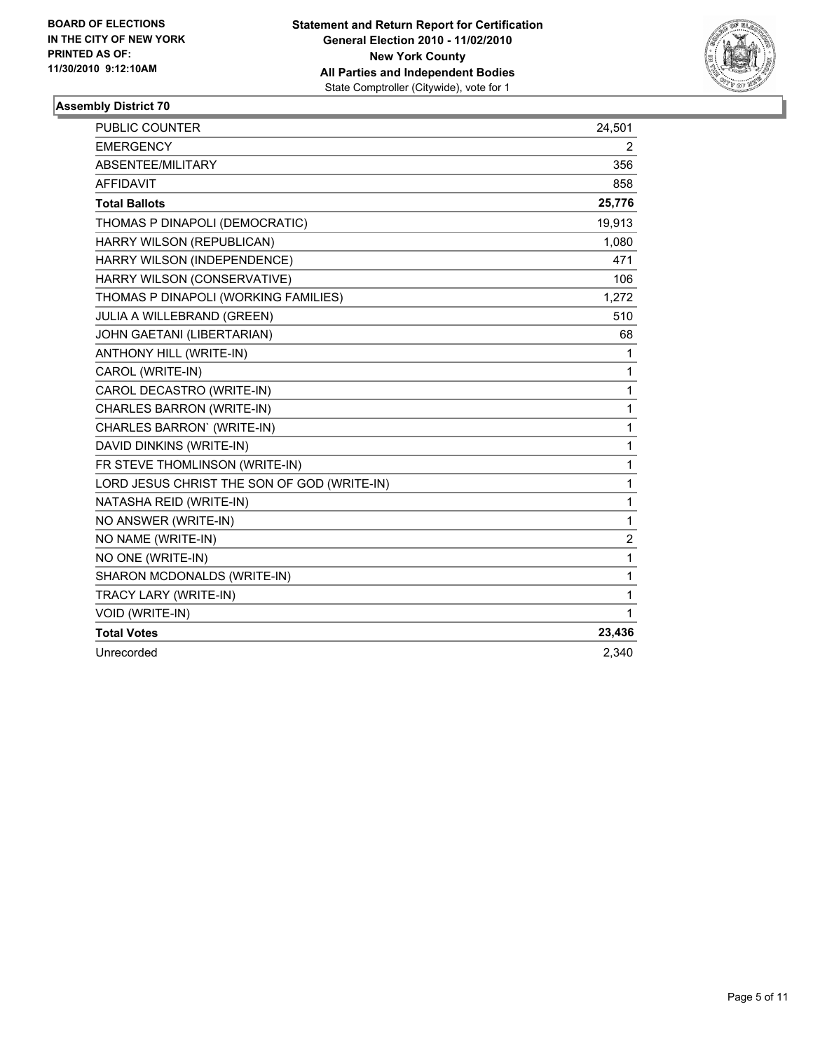**BOARD OF ELECTIONS IN THE CITY OF NEW YORK PRINTED AS OF: 11/30/2010 9:12:10AM**

**Statement and Return Report for Certification General Election 2010 - 11/02/2010 New York County All Parties and Independent Bodies**
State Comptroller (Citywide), vote for 1

### Assembly District 70

| | |
|---|---|
| PUBLIC COUNTER | 24,501 |
| EMERGENCY | 2 |
| ABSENTEE/MILITARY | 356 |
| AFFIDAVIT | 858 |
| **Total Ballots** | **25,776** |
| THOMAS P DINAPOLI (DEMOCRATIC) | 19,913 |
| HARRY WILSON (REPUBLICAN) | 1,080 |
| HARRY WILSON (INDEPENDENCE) | 471 |
| HARRY WILSON (CONSERVATIVE) | 106 |
| THOMAS P DINAPOLI (WORKING FAMILIES) | 1,272 |
| JULIA A WILLEBRAND (GREEN) | 510 |
| JOHN GAETANI (LIBERTARIAN) | 68 |
| ANTHONY HILL (WRITE-IN) | 1 |
| CAROL (WRITE-IN) | 1 |
| CAROL DECASTRO (WRITE-IN) | 1 |
| CHARLES BARRON (WRITE-IN) | 1 |
| CHARLES BARRON` (WRITE-IN) | 1 |
| DAVID DINKINS (WRITE-IN) | 1 |
| FR STEVE THOMLINSON (WRITE-IN) | 1 |
| LORD JESUS CHRIST THE SON OF GOD (WRITE-IN) | 1 |
| NATASHA REID (WRITE-IN) | 1 |
| NO ANSWER (WRITE-IN) | 1 |
| NO NAME (WRITE-IN) | 2 |
| NO ONE (WRITE-IN) | 1 |
| SHARON MCDONALDS (WRITE-IN) | 1 |
| TRACY LARY (WRITE-IN) | 1 |
| VOID (WRITE-IN) | 1 |
| **Total Votes** | **23,436** |
| Unrecorded | 2,340 |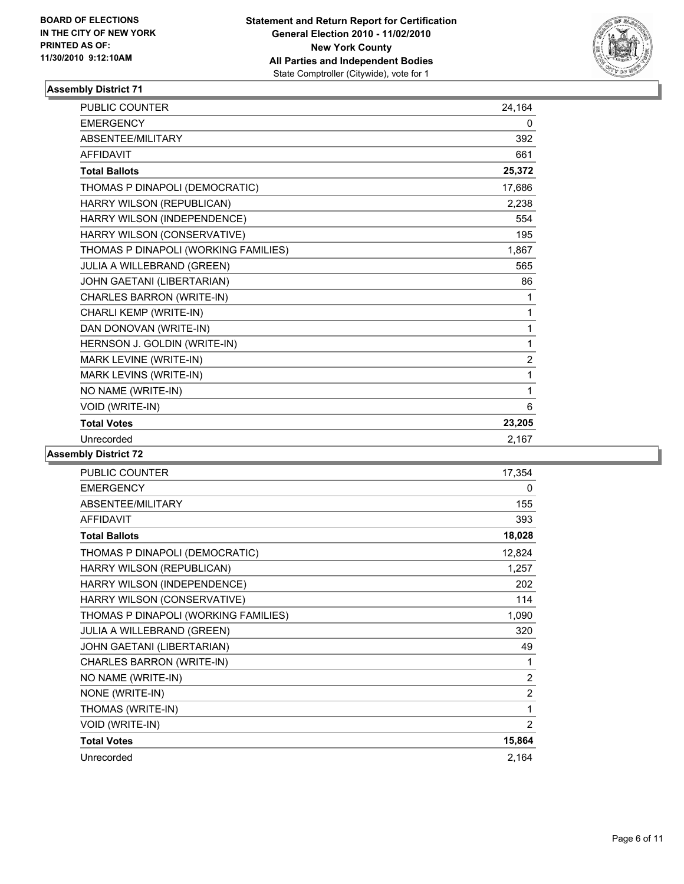BOARD OF ELECTIONS
IN THE CITY OF NEW YORK
PRINTED AS OF:
11/30/2010 9:12:10AM

**Statement and Return Report for Certification**
**General Election 2010 - 11/02/2010**
**New York County**
**All Parties and Independent Bodies**
State Comptroller (Citywide), vote for 1

### Assembly District 71

| | |
|---|---|
| PUBLIC COUNTER | 24,164 |
| EMERGENCY | 0 |
| ABSENTEE/MILITARY | 392 |
| AFFIDAVIT | 661 |
| **Total Ballots** | **25,372** |
| THOMAS P DINAPOLI (DEMOCRATIC) | 17,686 |
| HARRY WILSON (REPUBLICAN) | 2,238 |
| HARRY WILSON (INDEPENDENCE) | 554 |
| HARRY WILSON (CONSERVATIVE) | 195 |
| THOMAS P DINAPOLI (WORKING FAMILIES) | 1,867 |
| JULIA A WILLEBRAND (GREEN) | 565 |
| JOHN GAETANI (LIBERTARIAN) | 86 |
| CHARLES BARRON (WRITE-IN) | 1 |
| CHARLI KEMP (WRITE-IN) | 1 |
| DAN DONOVAN (WRITE-IN) | 1 |
| HERNSON J. GOLDIN (WRITE-IN) | 1 |
| MARK LEVINE (WRITE-IN) | 2 |
| MARK LEVINS (WRITE-IN) | 1 |
| NO NAME (WRITE-IN) | 1 |
| VOID (WRITE-IN) | 6 |
| **Total Votes** | **23,205** |
| Unrecorded | 2,167 |

### Assembly District 72

| | |
|---|---|
| PUBLIC COUNTER | 17,354 |
| EMERGENCY | 0 |
| ABSENTEE/MILITARY | 155 |
| AFFIDAVIT | 393 |
| **Total Ballots** | **18,028** |
| THOMAS P DINAPOLI (DEMOCRATIC) | 12,824 |
| HARRY WILSON (REPUBLICAN) | 1,257 |
| HARRY WILSON (INDEPENDENCE) | 202 |
| HARRY WILSON (CONSERVATIVE) | 114 |
| THOMAS P DINAPOLI (WORKING FAMILIES) | 1,090 |
| JULIA A WILLEBRAND (GREEN) | 320 |
| JOHN GAETANI (LIBERTARIAN) | 49 |
| CHARLES BARRON (WRITE-IN) | 1 |
| NO NAME (WRITE-IN) | 2 |
| NONE (WRITE-IN) | 2 |
| THOMAS (WRITE-IN) | 1 |
| VOID (WRITE-IN) | 2 |
| **Total Votes** | **15,864** |
| Unrecorded | 2,164 |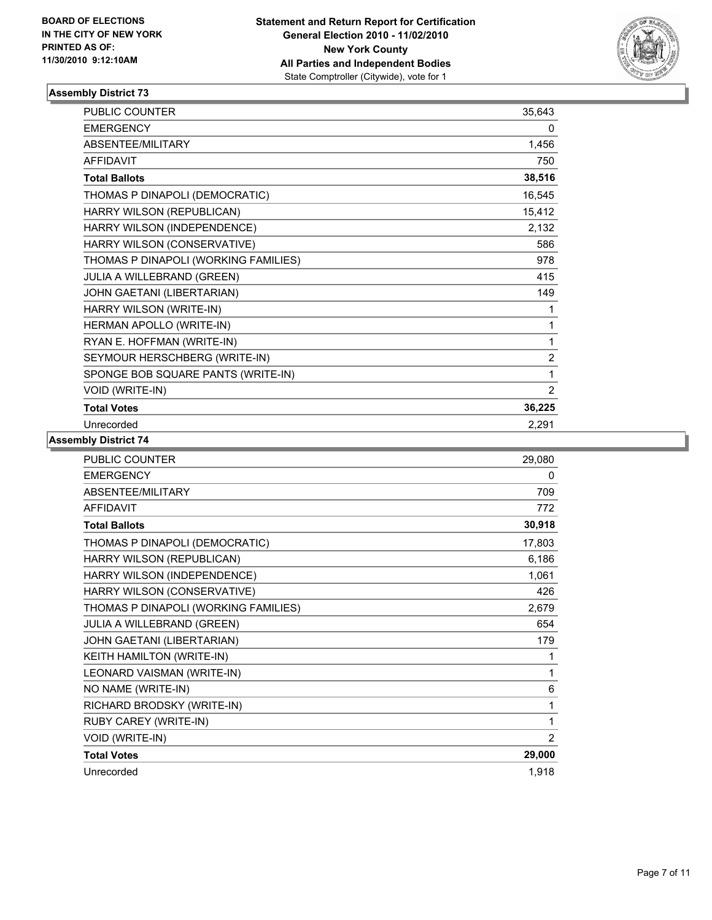BOARD OF ELECTIONS
IN THE CITY OF NEW YORK
PRINTED AS OF:
11/30/2010 9:12:10AM

**Statement and Return Report for Certification**
**General Election 2010 - 11/02/2010**
**New York County**
**All Parties and Independent Bodies**
State Comptroller (Citywide), vote for 1

### Assembly District 73

| | |
|---|---|
| PUBLIC COUNTER | 35,643 |
| EMERGENCY | 0 |
| ABSENTEE/MILITARY | 1,456 |
| AFFIDAVIT | 750 |
| **Total Ballots** | **38,516** |
| THOMAS P DINAPOLI (DEMOCRATIC) | 16,545 |
| HARRY WILSON (REPUBLICAN) | 15,412 |
| HARRY WILSON (INDEPENDENCE) | 2,132 |
| HARRY WILSON (CONSERVATIVE) | 586 |
| THOMAS P DINAPOLI (WORKING FAMILIES) | 978 |
| JULIA A WILLEBRAND (GREEN) | 415 |
| JOHN GAETANI (LIBERTARIAN) | 149 |
| HARRY WILSON (WRITE-IN) | 1 |
| HERMAN APOLLO (WRITE-IN) | 1 |
| RYAN E. HOFFMAN (WRITE-IN) | 1 |
| SEYMOUR HERSCHBERG (WRITE-IN) | 2 |
| SPONGE BOB SQUARE PANTS (WRITE-IN) | 1 |
| VOID (WRITE-IN) | 2 |
| **Total Votes** | **36,225** |
| Unrecorded | 2,291 |

### Assembly District 74

| | |
|---|---|
| PUBLIC COUNTER | 29,080 |
| EMERGENCY | 0 |
| ABSENTEE/MILITARY | 709 |
| AFFIDAVIT | 772 |
| **Total Ballots** | **30,918** |
| THOMAS P DINAPOLI (DEMOCRATIC) | 17,803 |
| HARRY WILSON (REPUBLICAN) | 6,186 |
| HARRY WILSON (INDEPENDENCE) | 1,061 |
| HARRY WILSON (CONSERVATIVE) | 426 |
| THOMAS P DINAPOLI (WORKING FAMILIES) | 2,679 |
| JULIA A WILLEBRAND (GREEN) | 654 |
| JOHN GAETANI (LIBERTARIAN) | 179 |
| KEITH HAMILTON (WRITE-IN) | 1 |
| LEONARD VAISMAN (WRITE-IN) | 1 |
| NO NAME (WRITE-IN) | 6 |
| RICHARD BRODSKY (WRITE-IN) | 1 |
| RUBY CAREY (WRITE-IN) | 1 |
| VOID (WRITE-IN) | 2 |
| **Total Votes** | **29,000** |
| Unrecorded | 1,918 |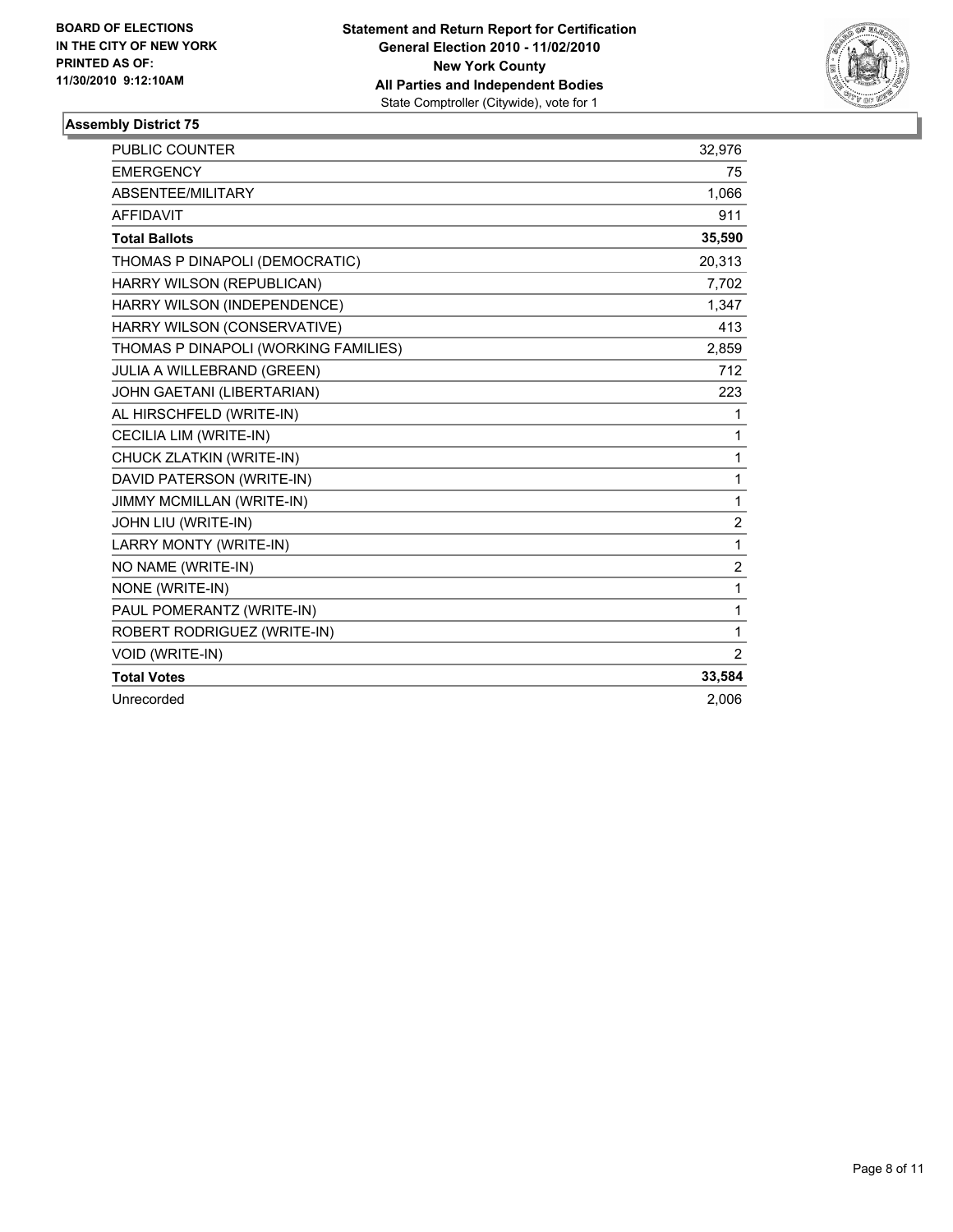**BOARD OF ELECTIONS IN THE CITY OF NEW YORK PRINTED AS OF: 11/30/2010 9:12:10AM**

**Statement and Return Report for Certification**
**General Election 2010 - 11/02/2010**
**New York County**
**All Parties and Independent Bodies**
State Comptroller (Citywide), vote for 1

### Assembly District 75

| | |
|---|---|
| PUBLIC COUNTER | 32,976 |
| EMERGENCY | 75 |
| ABSENTEE/MILITARY | 1,066 |
| AFFIDAVIT | 911 |
| **Total Ballots** | **35,590** |
| THOMAS P DINAPOLI (DEMOCRATIC) | 20,313 |
| HARRY WILSON (REPUBLICAN) | 7,702 |
| HARRY WILSON (INDEPENDENCE) | 1,347 |
| HARRY WILSON (CONSERVATIVE) | 413 |
| THOMAS P DINAPOLI (WORKING FAMILIES) | 2,859 |
| JULIA A WILLEBRAND (GREEN) | 712 |
| JOHN GAETANI (LIBERTARIAN) | 223 |
| AL HIRSCHFELD (WRITE-IN) | 1 |
| CECILIA LIM (WRITE-IN) | 1 |
| CHUCK ZLATKIN (WRITE-IN) | 1 |
| DAVID PATERSON (WRITE-IN) | 1 |
| JIMMY MCMILLAN (WRITE-IN) | 1 |
| JOHN LIU (WRITE-IN) | 2 |
| LARRY MONTY (WRITE-IN) | 1 |
| NO NAME (WRITE-IN) | 2 |
| NONE (WRITE-IN) | 1 |
| PAUL POMERANTZ (WRITE-IN) | 1 |
| ROBERT RODRIGUEZ (WRITE-IN) | 1 |
| VOID (WRITE-IN) | 2 |
| **Total Votes** | **33,584** |
| Unrecorded | 2,006 |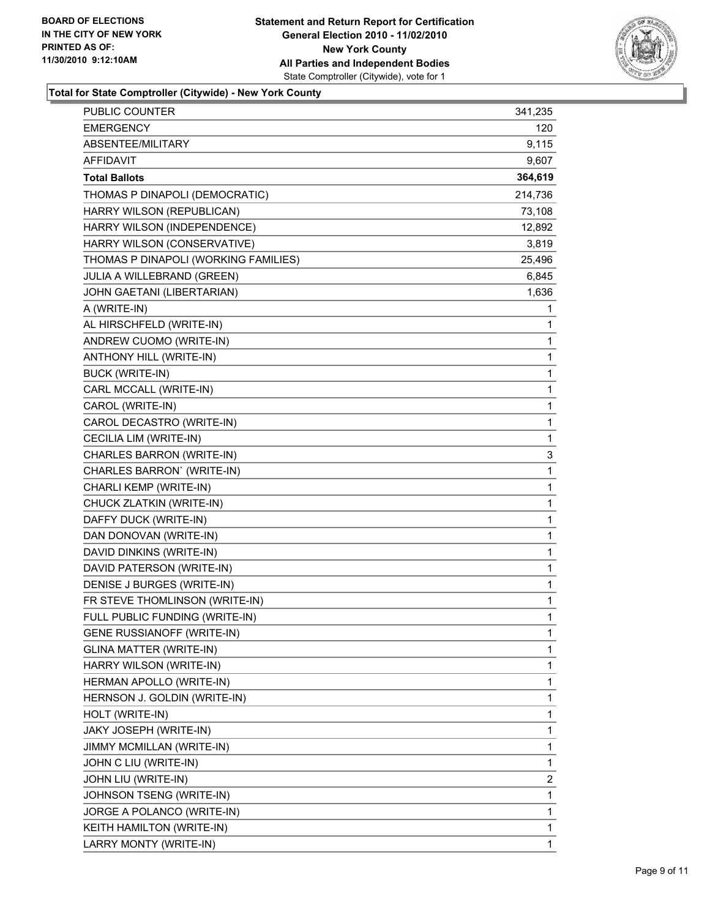**Statement and Return Report for Certification**
**General Election 2010 - 11/02/2010**
**New York County**
**All Parties and Independent Bodies**
State Comptroller (Citywide), vote for 1

BOARD OF ELECTIONS
IN THE CITY OF NEW YORK
PRINTED AS OF:
11/30/2010 9:12:10AM

**Total for State Comptroller (Citywide) - New York County**

| | |
|---|---|
| PUBLIC COUNTER | 341,235 |
| EMERGENCY | 120 |
| ABSENTEE/MILITARY | 9,115 |
| AFFIDAVIT | 9,607 |
| **Total Ballots** | **364,619** |
| THOMAS P DINAPOLI (DEMOCRATIC) | 214,736 |
| HARRY WILSON (REPUBLICAN) | 73,108 |
| HARRY WILSON (INDEPENDENCE) | 12,892 |
| HARRY WILSON (CONSERVATIVE) | 3,819 |
| THOMAS P DINAPOLI (WORKING FAMILIES) | 25,496 |
| JULIA A WILLEBRAND (GREEN) | 6,845 |
| JOHN GAETANI (LIBERTARIAN) | 1,636 |
| A (WRITE-IN) | 1 |
| AL HIRSCHFELD (WRITE-IN) | 1 |
| ANDREW CUOMO (WRITE-IN) | 1 |
| ANTHONY HILL (WRITE-IN) | 1 |
| BUCK (WRITE-IN) | 1 |
| CARL MCCALL (WRITE-IN) | 1 |
| CAROL (WRITE-IN) | 1 |
| CAROL DECASTRO (WRITE-IN) | 1 |
| CECILIA LIM (WRITE-IN) | 1 |
| CHARLES BARRON (WRITE-IN) | 3 |
| CHARLES BARRON` (WRITE-IN) | 1 |
| CHARLI KEMP (WRITE-IN) | 1 |
| CHUCK ZLATKIN (WRITE-IN) | 1 |
| DAFFY DUCK (WRITE-IN) | 1 |
| DAN DONOVAN (WRITE-IN) | 1 |
| DAVID DINKINS (WRITE-IN) | 1 |
| DAVID PATERSON (WRITE-IN) | 1 |
| DENISE J BURGES (WRITE-IN) | 1 |
| FR STEVE THOMLINSON (WRITE-IN) | 1 |
| FULL PUBLIC FUNDING (WRITE-IN) | 1 |
| GENE RUSSIANOFF (WRITE-IN) | 1 |
| GLINA MATTER (WRITE-IN) | 1 |
| HARRY WILSON (WRITE-IN) | 1 |
| HERMAN APOLLO (WRITE-IN) | 1 |
| HERNSON J. GOLDIN (WRITE-IN) | 1 |
| HOLT (WRITE-IN) | 1 |
| JAKY JOSEPH (WRITE-IN) | 1 |
| JIMMY MCMILLAN (WRITE-IN) | 1 |
| JOHN C LIU (WRITE-IN) | 1 |
| JOHN LIU (WRITE-IN) | 2 |
| JOHNSON TSENG (WRITE-IN) | 1 |
| JORGE A POLANCO (WRITE-IN) | 1 |
| KEITH HAMILTON (WRITE-IN) | 1 |
| LARRY MONTY (WRITE-IN) | 1 |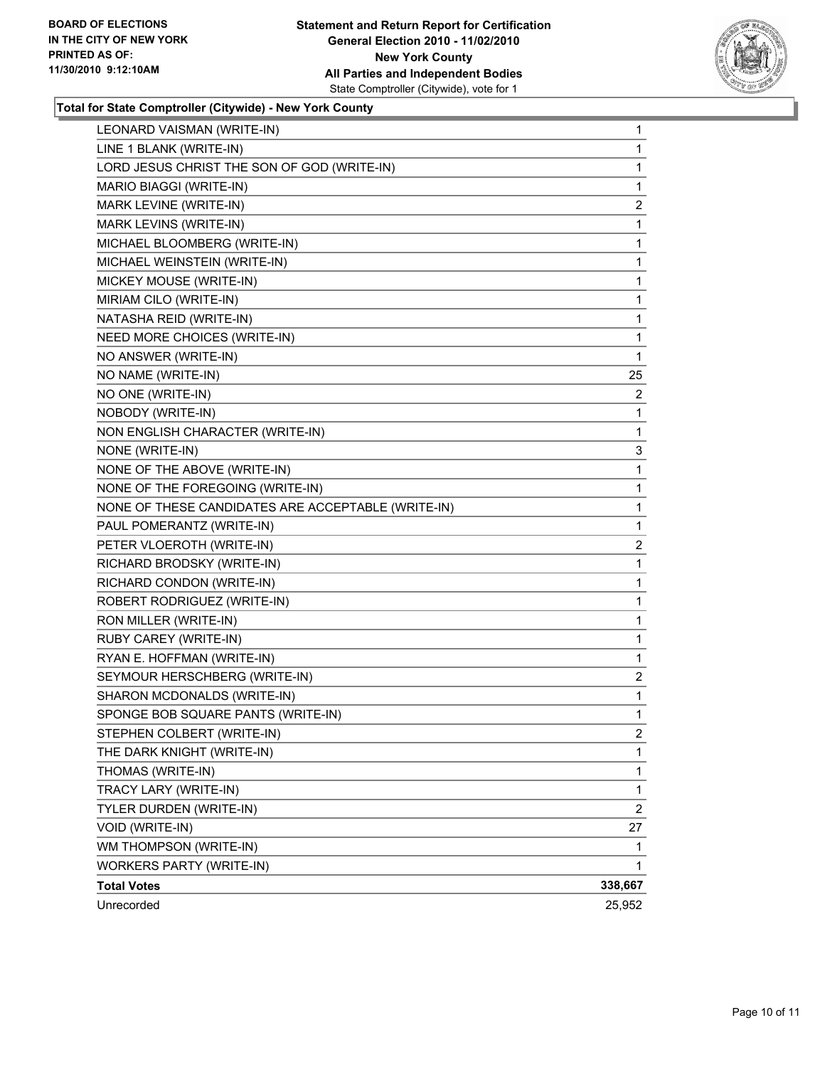**Total for State Comptroller (Citywide) - New York County**

| Candidate | Votes |
|---|---|
| LEONARD VAISMAN (WRITE-IN) | 1 |
| LINE 1 BLANK (WRITE-IN) | 1 |
| LORD JESUS CHRIST THE SON OF GOD (WRITE-IN) | 1 |
| MARIO BIAGGI (WRITE-IN) | 1 |
| MARK LEVINE (WRITE-IN) | 2 |
| MARK LEVINS (WRITE-IN) | 1 |
| MICHAEL BLOOMBERG (WRITE-IN) | 1 |
| MICHAEL WEINSTEIN (WRITE-IN) | 1 |
| MICKEY MOUSE (WRITE-IN) | 1 |
| MIRIAM CILO (WRITE-IN) | 1 |
| NATASHA REID (WRITE-IN) | 1 |
| NEED MORE CHOICES (WRITE-IN) | 1 |
| NO ANSWER (WRITE-IN) | 1 |
| NO NAME (WRITE-IN) | 25 |
| NO ONE (WRITE-IN) | 2 |
| NOBODY (WRITE-IN) | 1 |
| NON ENGLISH CHARACTER (WRITE-IN) | 1 |
| NONE (WRITE-IN) | 3 |
| NONE OF THE ABOVE (WRITE-IN) | 1 |
| NONE OF THE FOREGOING (WRITE-IN) | 1 |
| NONE OF THESE CANDIDATES ARE ACCEPTABLE (WRITE-IN) | 1 |
| PAUL POMERANTZ (WRITE-IN) | 1 |
| PETER VLOEROTH (WRITE-IN) | 2 |
| RICHARD BRODSKY (WRITE-IN) | 1 |
| RICHARD CONDON (WRITE-IN) | 1 |
| ROBERT RODRIGUEZ (WRITE-IN) | 1 |
| RON MILLER (WRITE-IN) | 1 |
| RUBY CAREY (WRITE-IN) | 1 |
| RYAN E. HOFFMAN (WRITE-IN) | 1 |
| SEYMOUR HERSCHBERG (WRITE-IN) | 2 |
| SHARON MCDONALDS (WRITE-IN) | 1 |
| SPONGE BOB SQUARE PANTS (WRITE-IN) | 1 |
| STEPHEN COLBERT (WRITE-IN) | 2 |
| THE DARK KNIGHT (WRITE-IN) | 1 |
| THOMAS (WRITE-IN) | 1 |
| TRACY LARY (WRITE-IN) | 1 |
| TYLER DURDEN (WRITE-IN) | 2 |
| VOID (WRITE-IN) | 27 |
| WM THOMPSON (WRITE-IN) | 1 |
| WORKERS PARTY (WRITE-IN) | 1 |
| **Total Votes** | **338,667** |
| Unrecorded | 25,952 |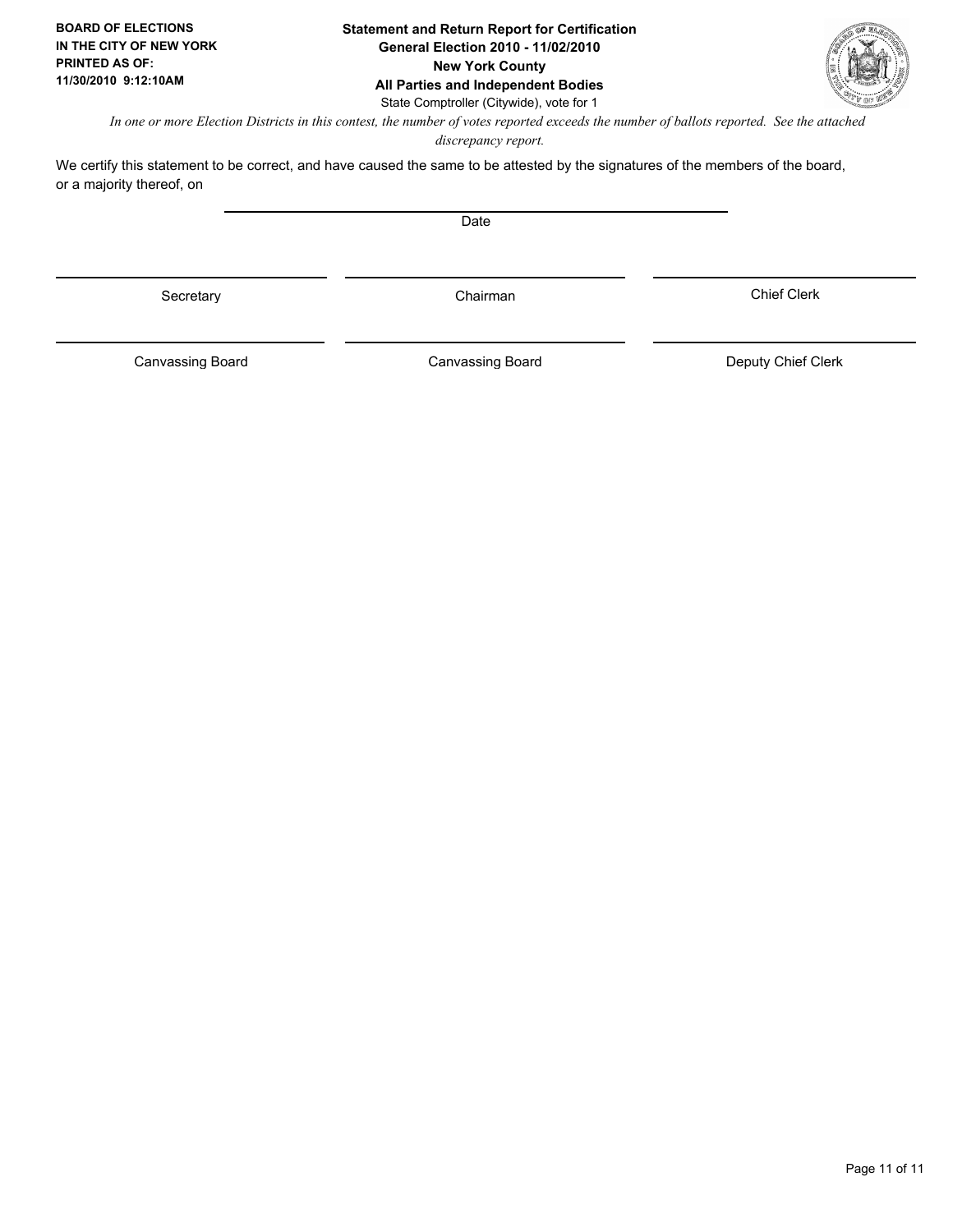**BOARD OF ELECTIONS IN THE CITY OF NEW YORK PRINTED AS OF: 11/30/2010 9:12:10AM**

**Statement and Return Report for Certification**
**General Election 2010 - 11/02/2010**
**New York County**
**All Parties and Independent Bodies**
State Comptroller (Citywide), vote for 1

*In one or more Election Districts in this contest, the number of votes reported exceeds the number of ballots reported. See the attached discrepancy report.*

We certify this statement to be correct, and have caused the same to be attested by the signatures of the members of the board, or a majority thereof, on

Date

| | | |
|---|---|---|
| Secretary | Chairman | Chief Clerk |
| Canvassing Board | Canvassing Board | Deputy Chief Clerk |